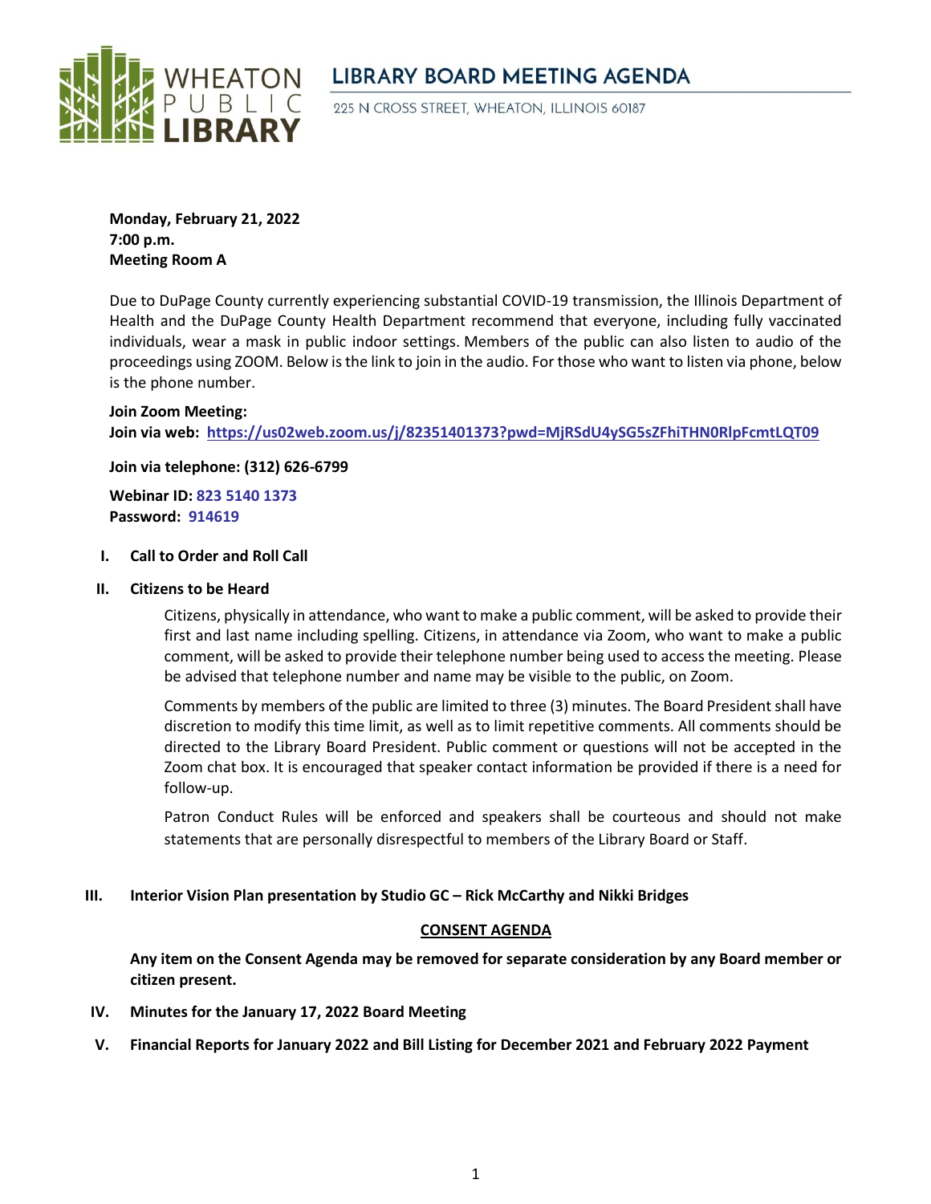# WHEATON PUBLIC LIBRARY

## LIBRARY BOARD MEETING AGENDA

225 N CROSS STREET, WHEATON, ILLINOIS 60187

**Monday, February 21, 2022**
**7:00 p.m.**
**Meeting Room A**

Due to DuPage County currently experiencing substantial COVID-19 transmission, the Illinois Department of Health and the DuPage County Health Department recommend that everyone, including fully vaccinated individuals, wear a mask in public indoor settings. Members of the public can also listen to audio of the proceedings using ZOOM. Below is the link to join in the audio. For those who want to listen via phone, below is the phone number.

**Join Zoom Meeting:**
**Join via web: https://us02web.zoom.us/j/82351401373?pwd=MjRSdU4ySG5sZFhiTHN0RlpFcmtLQT09**

**Join via telephone: (312) 626-6799**

**Webinar ID: 823 5140 1373**
**Password: 914619**

**I. Call to Order and Roll Call**

**II. Citizens to be Heard**

Citizens, physically in attendance, who want to make a public comment, will be asked to provide their first and last name including spelling. Citizens, in attendance via Zoom, who want to make a public comment, will be asked to provide their telephone number being used to access the meeting. Please be advised that telephone number and name may be visible to the public, on Zoom.

Comments by members of the public are limited to three (3) minutes. The Board President shall have discretion to modify this time limit, as well as to limit repetitive comments. All comments should be directed to the Library Board President. Public comment or questions will not be accepted in the Zoom chat box. It is encouraged that speaker contact information be provided if there is a need for follow-up.

Patron Conduct Rules will be enforced and speakers shall be courteous and should not make statements that are personally disrespectful to members of the Library Board or Staff.

**III. Interior Vision Plan presentation by Studio GC – Rick McCarthy and Nikki Bridges**

**CONSENT AGENDA**

**Any item on the Consent Agenda may be removed for separate consideration by any Board member or citizen present.**

**IV. Minutes for the January 17, 2022 Board Meeting**

**V. Financial Reports for January 2022 and Bill Listing for December 2021 and February 2022 Payment**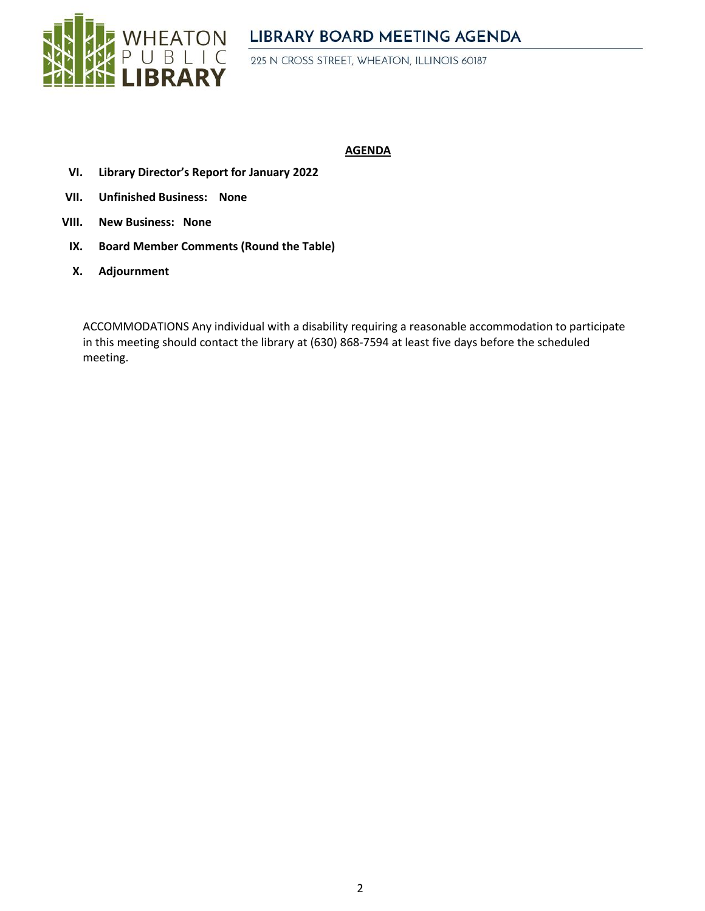**AGENDA**

VI. **Library Director's Report for January 2022**

VII. **Unfinished Business: None**

VIII. **New Business: None**

IX. **Board Member Comments (Round the Table)**

X. **Adjournment**

ACCOMMODATIONS Any individual with a disability requiring a reasonable accommodation to participate in this meeting should contact the library at (630) 868-7594 at least five days before the scheduled meeting.